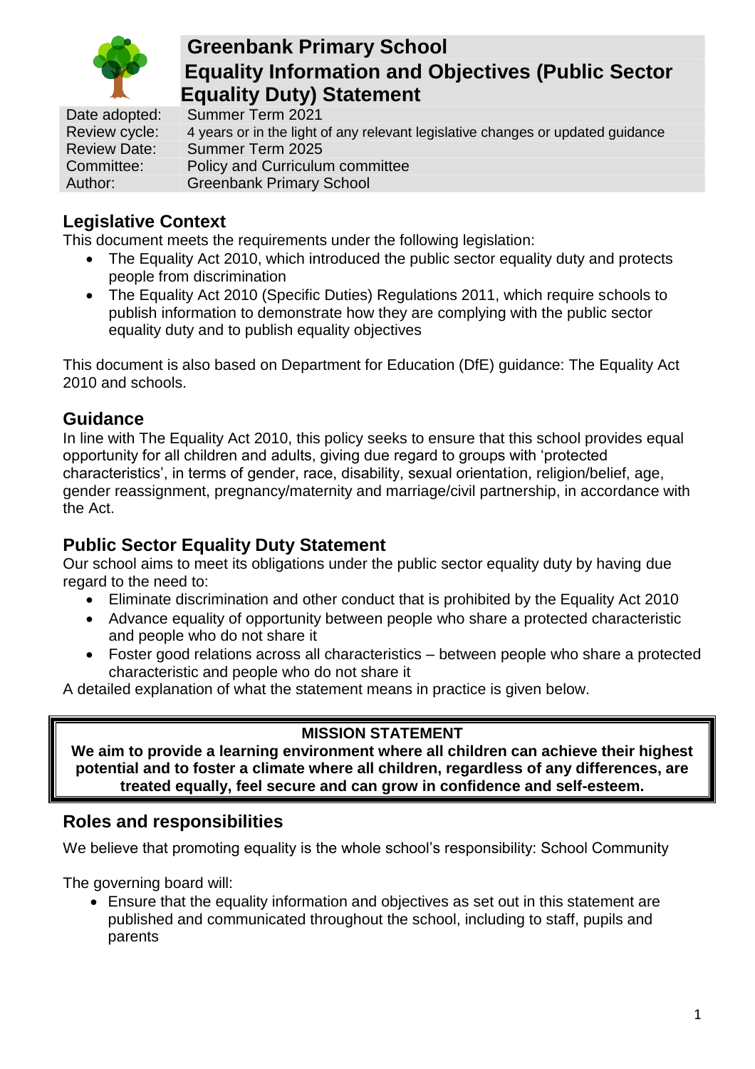# Greenbank Primary School
# Equality Information and Objectives (Public Sector Equality Duty) Statement

| Date adopted: | Summer Term 2021 |
|---|---|
| Review cycle: | 4 years or in the light of any relevant legislative changes or updated guidance |
| Review Date: | Summer Term 2025 |
| Committee: | Policy and Curriculum committee |
| Author: | Greenbank Primary School |

## Legislative Context

This document meets the requirements under the following legislation:

- The Equality Act 2010, which introduced the public sector equality duty and protects people from discrimination
- The Equality Act 2010 (Specific Duties) Regulations 2011, which require schools to publish information to demonstrate how they are complying with the public sector equality duty and to publish equality objectives

This document is also based on Department for Education (DfE) guidance: The Equality Act 2010 and schools.

## Guidance

In line with The Equality Act 2010, this policy seeks to ensure that this school provides equal opportunity for all children and adults, giving due regard to groups with 'protected characteristics', in terms of gender, race, disability, sexual orientation, religion/belief, age, gender reassignment, pregnancy/maternity and marriage/civil partnership, in accordance with the Act.

## Public Sector Equality Duty Statement

Our school aims to meet its obligations under the public sector equality duty by having due regard to the need to:

- Eliminate discrimination and other conduct that is prohibited by the Equality Act 2010
- Advance equality of opportunity between people who share a protected characteristic and people who do not share it
- Foster good relations across all characteristics – between people who share a protected characteristic and people who do not share it

A detailed explanation of what the statement means in practice is given below.

**MISSION STATEMENT**

**We aim to provide a learning environment where all children can achieve their highest potential and to foster a climate where all children, regardless of any differences, are treated equally, feel secure and can grow in confidence and self-esteem.**

## Roles and responsibilities

We believe that promoting equality is the whole school's responsibility: School Community

The governing board will:

- Ensure that the equality information and objectives as set out in this statement are published and communicated throughout the school, including to staff, pupils and parents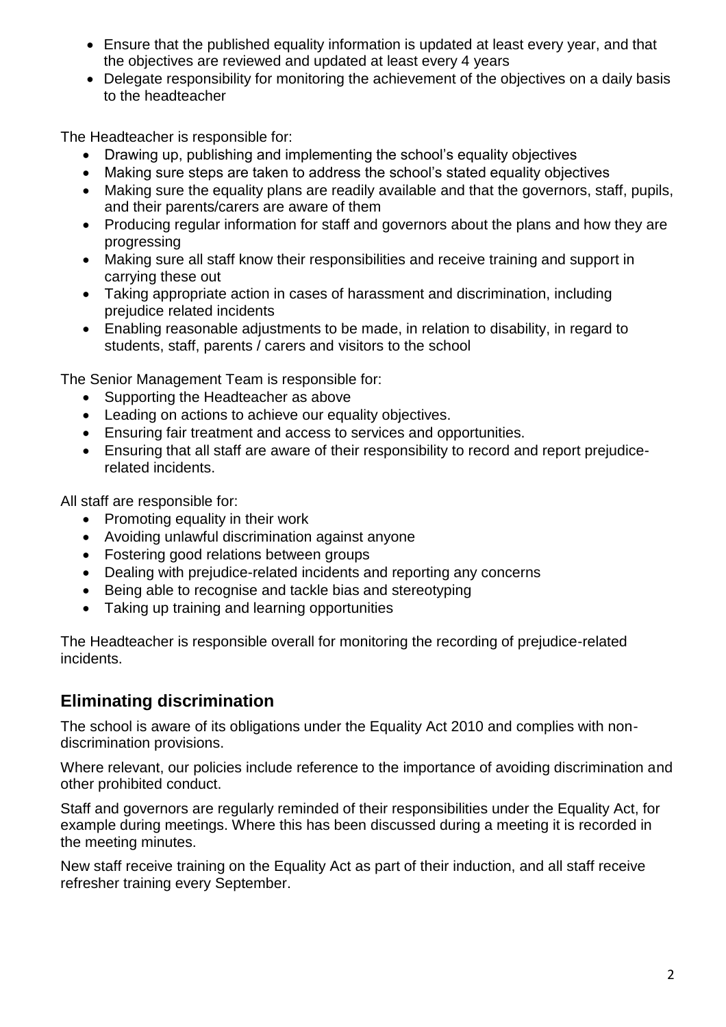- Ensure that the published equality information is updated at least every year, and that the objectives are reviewed and updated at least every 4 years
- Delegate responsibility for monitoring the achievement of the objectives on a daily basis to the headteacher

The Headteacher is responsible for:

- Drawing up, publishing and implementing the school's equality objectives
- Making sure steps are taken to address the school's stated equality objectives
- Making sure the equality plans are readily available and that the governors, staff, pupils, and their parents/carers are aware of them
- Producing regular information for staff and governors about the plans and how they are progressing
- Making sure all staff know their responsibilities and receive training and support in carrying these out
- Taking appropriate action in cases of harassment and discrimination, including prejudice related incidents
- Enabling reasonable adjustments to be made, in relation to disability, in regard to students, staff, parents / carers and visitors to the school

The Senior Management Team is responsible for:

- Supporting the Headteacher as above
- Leading on actions to achieve our equality objectives.
- Ensuring fair treatment and access to services and opportunities.
- Ensuring that all staff are aware of their responsibility to record and report prejudice-related incidents.

All staff are responsible for:

- Promoting equality in their work
- Avoiding unlawful discrimination against anyone
- Fostering good relations between groups
- Dealing with prejudice-related incidents and reporting any concerns
- Being able to recognise and tackle bias and stereotyping
- Taking up training and learning opportunities

The Headteacher is responsible overall for monitoring the recording of prejudice-related incidents.

## Eliminating discrimination

The school is aware of its obligations under the Equality Act 2010 and complies with non-discrimination provisions.

Where relevant, our policies include reference to the importance of avoiding discrimination and other prohibited conduct.

Staff and governors are regularly reminded of their responsibilities under the Equality Act, for example during meetings. Where this has been discussed during a meeting it is recorded in the meeting minutes.

New staff receive training on the Equality Act as part of their induction, and all staff receive refresher training every September.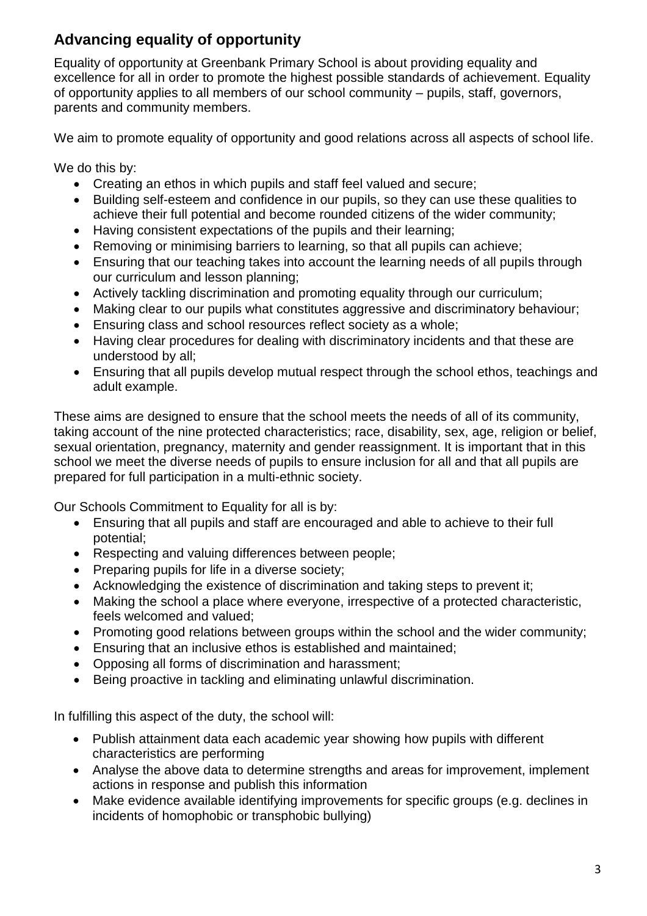## Advancing equality of opportunity

Equality of opportunity at Greenbank Primary School is about providing equality and excellence for all in order to promote the highest possible standards of achievement. Equality of opportunity applies to all members of our school community – pupils, staff, governors, parents and community members.

We aim to promote equality of opportunity and good relations across all aspects of school life.

We do this by:

- Creating an ethos in which pupils and staff feel valued and secure;
- Building self-esteem and confidence in our pupils, so they can use these qualities to achieve their full potential and become rounded citizens of the wider community;
- Having consistent expectations of the pupils and their learning;
- Removing or minimising barriers to learning, so that all pupils can achieve;
- Ensuring that our teaching takes into account the learning needs of all pupils through our curriculum and lesson planning;
- Actively tackling discrimination and promoting equality through our curriculum;
- Making clear to our pupils what constitutes aggressive and discriminatory behaviour;
- Ensuring class and school resources reflect society as a whole;
- Having clear procedures for dealing with discriminatory incidents and that these are understood by all;
- Ensuring that all pupils develop mutual respect through the school ethos, teachings and adult example.

These aims are designed to ensure that the school meets the needs of all of its community, taking account of the nine protected characteristics; race, disability, sex, age, religion or belief, sexual orientation, pregnancy, maternity and gender reassignment. It is important that in this school we meet the diverse needs of pupils to ensure inclusion for all and that all pupils are prepared for full participation in a multi-ethnic society.

Our Schools Commitment to Equality for all is by:

- Ensuring that all pupils and staff are encouraged and able to achieve to their full potential;
- Respecting and valuing differences between people;
- Preparing pupils for life in a diverse society;
- Acknowledging the existence of discrimination and taking steps to prevent it;
- Making the school a place where everyone, irrespective of a protected characteristic, feels welcomed and valued;
- Promoting good relations between groups within the school and the wider community;
- Ensuring that an inclusive ethos is established and maintained;
- Opposing all forms of discrimination and harassment;
- Being proactive in tackling and eliminating unlawful discrimination.

In fulfilling this aspect of the duty, the school will:

- Publish attainment data each academic year showing how pupils with different characteristics are performing
- Analyse the above data to determine strengths and areas for improvement, implement actions in response and publish this information
- Make evidence available identifying improvements for specific groups (e.g. declines in incidents of homophobic or transphobic bullying)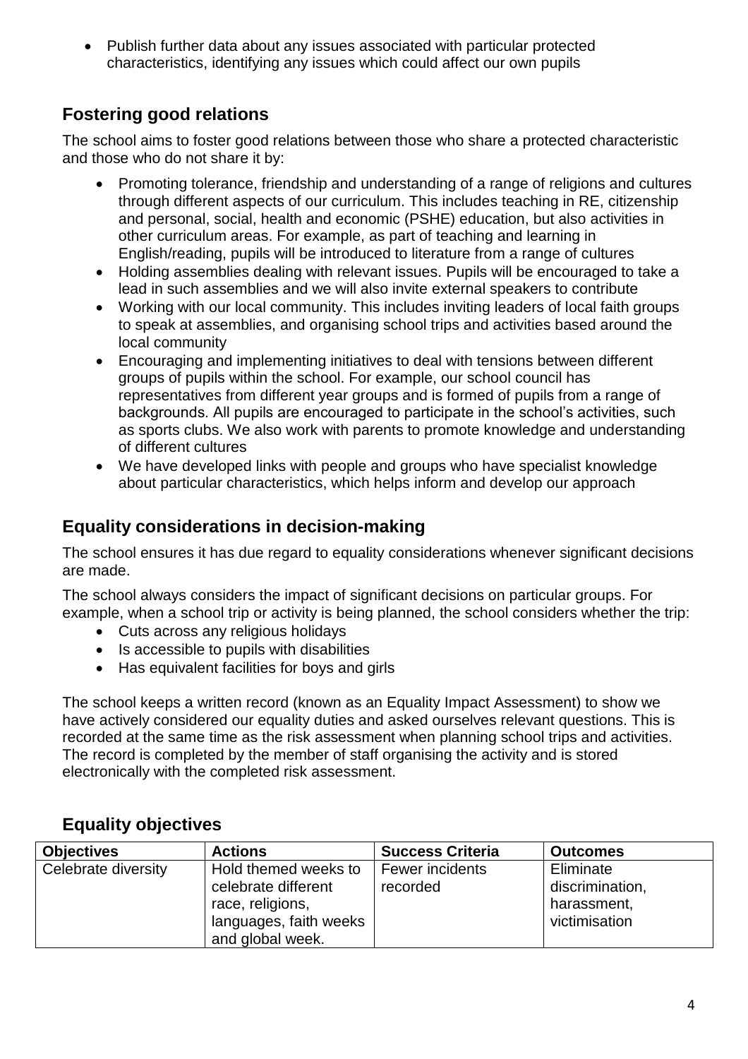- Publish further data about any issues associated with particular protected characteristics, identifying any issues which could affect our own pupils

## Fostering good relations

The school aims to foster good relations between those who share a protected characteristic and those who do not share it by:

- Promoting tolerance, friendship and understanding of a range of religions and cultures through different aspects of our curriculum. This includes teaching in RE, citizenship and personal, social, health and economic (PSHE) education, but also activities in other curriculum areas. For example, as part of teaching and learning in English/reading, pupils will be introduced to literature from a range of cultures
- Holding assemblies dealing with relevant issues. Pupils will be encouraged to take a lead in such assemblies and we will also invite external speakers to contribute
- Working with our local community. This includes inviting leaders of local faith groups to speak at assemblies, and organising school trips and activities based around the local community
- Encouraging and implementing initiatives to deal with tensions between different groups of pupils within the school. For example, our school council has representatives from different year groups and is formed of pupils from a range of backgrounds. All pupils are encouraged to participate in the school's activities, such as sports clubs. We also work with parents to promote knowledge and understanding of different cultures
- We have developed links with people and groups who have specialist knowledge about particular characteristics, which helps inform and develop our approach

## Equality considerations in decision-making

The school ensures it has due regard to equality considerations whenever significant decisions are made.

The school always considers the impact of significant decisions on particular groups. For example, when a school trip or activity is being planned, the school considers whether the trip:

- Cuts across any religious holidays
- Is accessible to pupils with disabilities
- Has equivalent facilities for boys and girls

The school keeps a written record (known as an Equality Impact Assessment) to show we have actively considered our equality duties and asked ourselves relevant questions. This is recorded at the same time as the risk assessment when planning school trips and activities. The record is completed by the member of staff organising the activity and is stored electronically with the completed risk assessment.

## Equality objectives

| Objectives | Actions | Success Criteria | Outcomes |
|---|---|---|---|
| Celebrate diversity | Hold themed weeks to celebrate different race, religions, languages, faith weeks and global week. | Fewer incidents recorded | Eliminate discrimination, harassment, victimisation |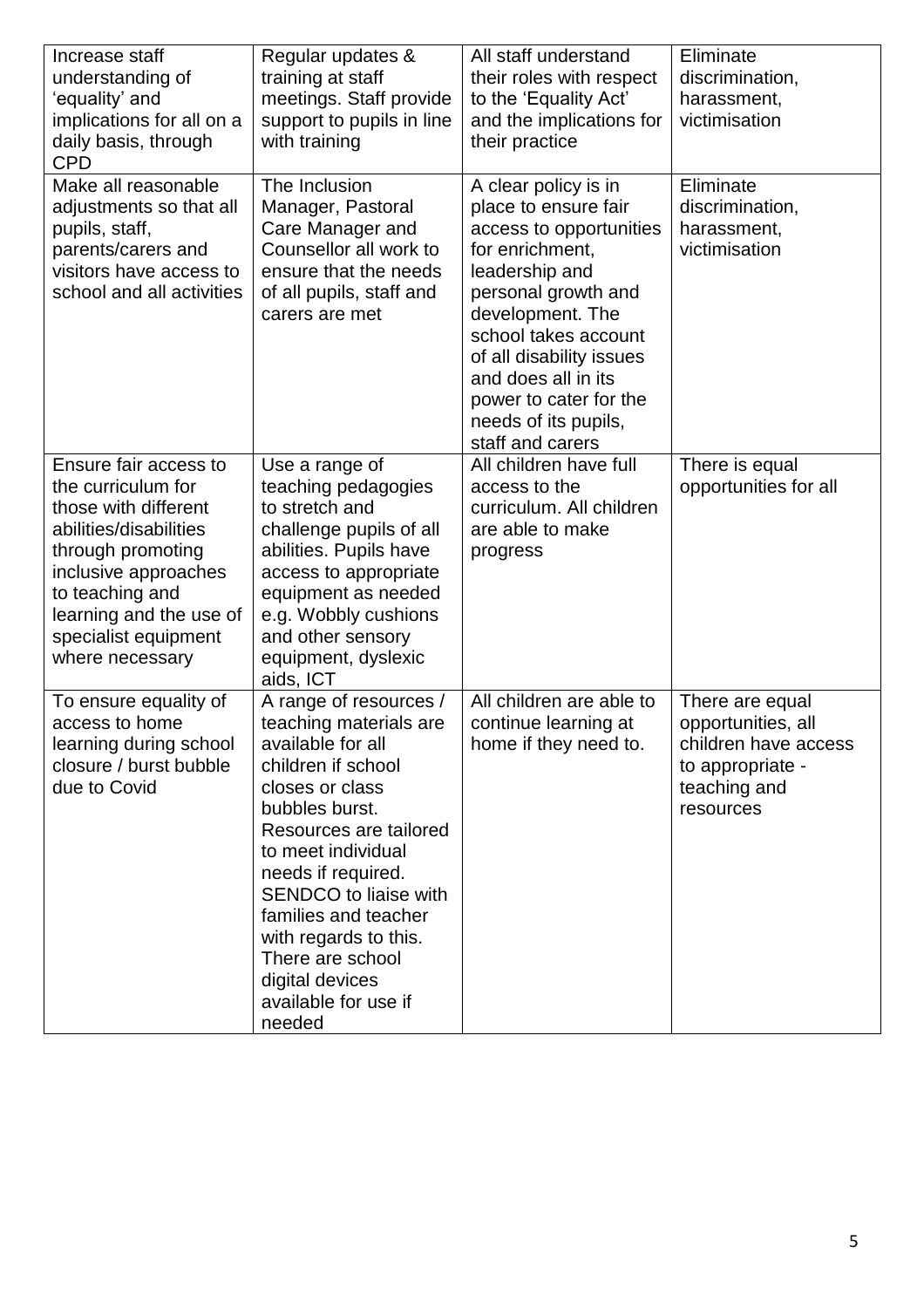| Increase staff understanding of 'equality' and implications for all on a daily basis, through CPD | Regular updates & training at staff meetings. Staff provide support to pupils in line with training | All staff understand their roles with respect to the 'Equality Act' and the implications for their practice | Eliminate discrimination, harassment, victimisation |
|---|---|---|---|
| Make all reasonable adjustments so that all pupils, staff, parents/carers and visitors have access to school and all activities | The Inclusion Manager, Pastoral Care Manager and Counsellor all work to ensure that the needs of all pupils, staff and carers are met | A clear policy is in place to ensure fair access to opportunities for enrichment, leadership and personal growth and development. The school takes account of all disability issues and does all in its power to cater for the needs of its pupils, staff and carers | Eliminate discrimination, harassment, victimisation |
| Ensure fair access to the curriculum for those with different abilities/disabilities through promoting inclusive approaches to teaching and learning and the use of specialist equipment where necessary | Use a range of teaching pedagogies to stretch and challenge pupils of all abilities. Pupils have access to appropriate equipment as needed e.g. Wobbly cushions and other sensory equipment, dyslexic aids, ICT | All children have full access to the curriculum. All children are able to make progress | There is equal opportunities for all |
| To ensure equality of access to home learning during school closure / burst bubble due to Covid | A range of resources / teaching materials are available for all children if school closes or class bubbles burst. Resources are tailored to meet individual needs if required. SENDCO to liaise with families and teacher with regards to this. There are school digital devices available for use if needed | All children are able to continue learning at home if they need to. | There are equal opportunities, all children have access to appropriate - teaching and resources |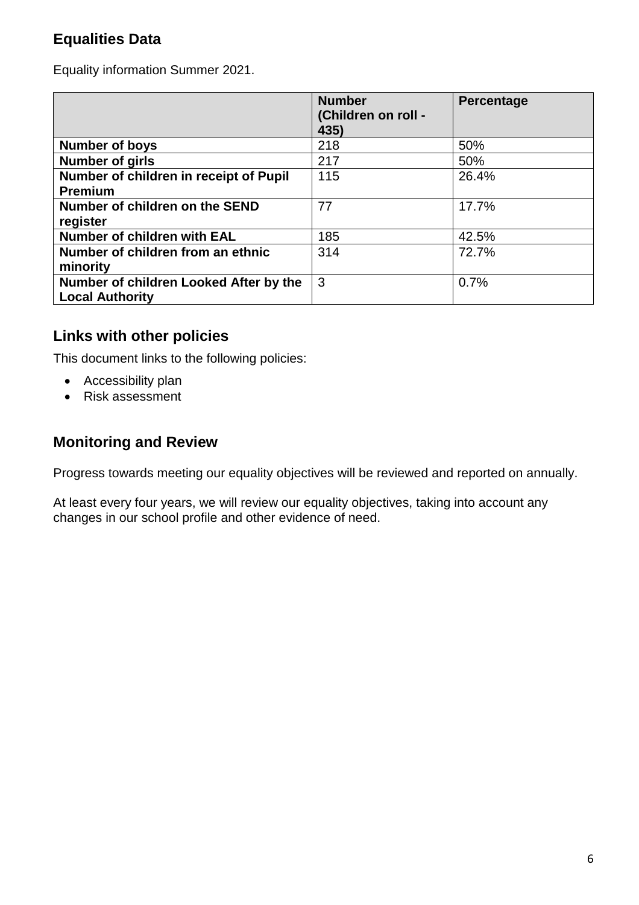## Equalities Data

Equality information Summer 2021.

| | Number (Children on roll - 435) | Percentage |
|---|---|---|
| **Number of boys** | 218 | 50% |
| **Number of girls** | 217 | 50% |
| **Number of children in receipt of Pupil Premium** | 115 | 26.4% |
| **Number of children on the SEND register** | 77 | 17.7% |
| **Number of children with EAL** | 185 | 42.5% |
| **Number of children from an ethnic minority** | 314 | 72.7% |
| **Number of children Looked After by the Local Authority** | 3 | 0.7% |

## Links with other policies

This document links to the following policies:

- Accessibility plan
- Risk assessment

## Monitoring and Review

Progress towards meeting our equality objectives will be reviewed and reported on annually.

At least every four years, we will review our equality objectives, taking into account any changes in our school profile and other evidence of need.